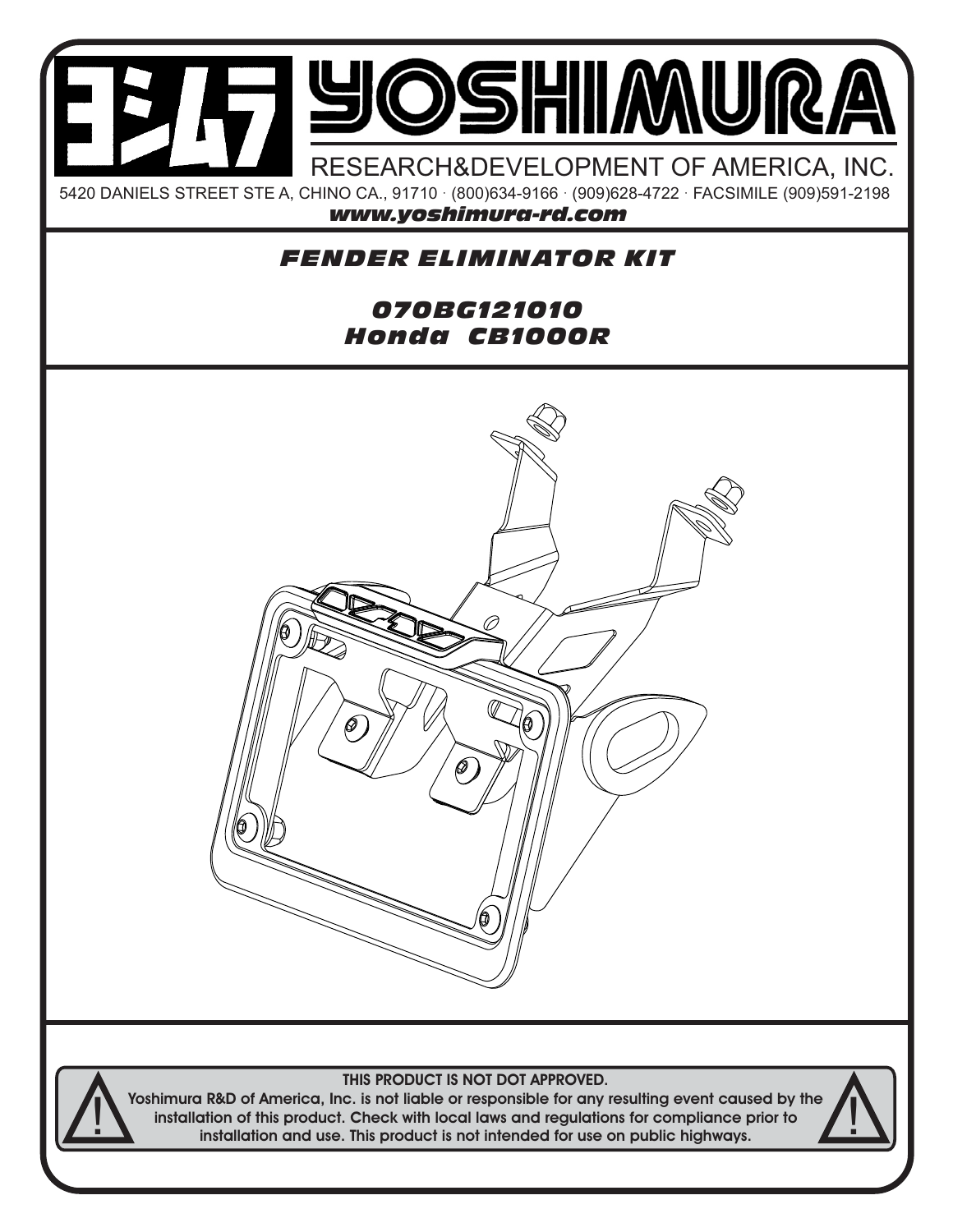# YOSHIMURA

RESEARCH&DEVELOPMENT OF AMERICA, INC.

5420 DANIELS STREET STE A, CHINO CA., 91710 · (800)634-9166 · (909)628-4722 · FACSIMILE (909)591-2198

***www.yoshimura-rd.com***

## *FENDER ELIMINATOR KIT*

## *070BG121010*
## *Honda CB1000R*

**THIS PRODUCT IS NOT DOT APPROVED.**

**Yoshimura R&D of America, Inc. is not liable or responsible for any resulting event caused by the installation of this product. Check with local laws and regulations for compliance prior to installation and use. This product is not intended for use on public highways.**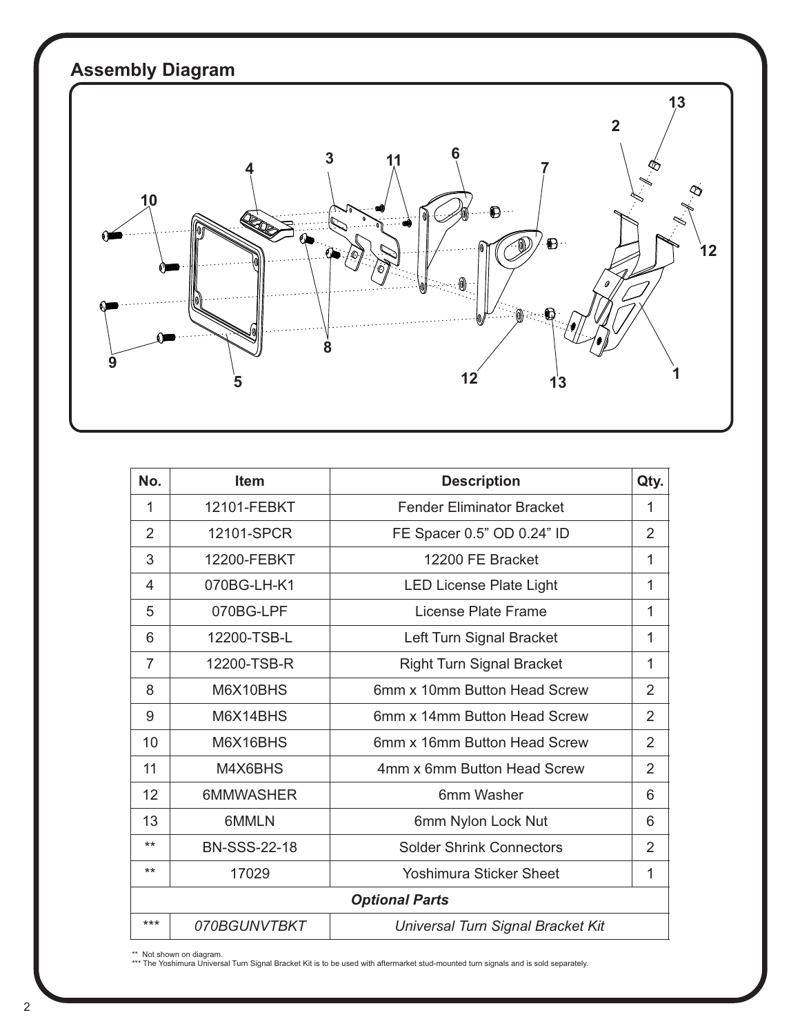## Assembly Diagram

| No. | Item | Description | Qty. |
|---|---|---|---|
| 1 | 12101-FEBKT | Fender Eliminator Bracket | 1 |
| 2 | 12101-SPCR | FE Spacer 0.5" OD 0.24" ID | 2 |
| 3 | 12200-FEBKT | 12200 FE Bracket | 1 |
| 4 | 070BG-LH-K1 | LED License Plate Light | 1 |
| 5 | 070BG-LPF | License Plate Frame | 1 |
| 6 | 12200-TSB-L | Left Turn Signal Bracket | 1 |
| 7 | 12200-TSB-R | Right Turn Signal Bracket | 1 |
| 8 | M6X10BHS | 6mm x 10mm Button Head Screw | 2 |
| 9 | M6X14BHS | 6mm x 14mm Button Head Screw | 2 |
| 10 | M6X16BHS | 6mm x 16mm Button Head Screw | 2 |
| 11 | M4X6BHS | 4mm x 6mm Button Head Screw | 2 |
| 12 | 6MMWASHER | 6mm Washer | 6 |
| 13 | 6MMLN | 6mm Nylon Lock Nut | 6 |
| ** | BN-SSS-22-18 | Solder Shrink Connectors | 2 |
| ** | 17029 | Yoshimura Sticker Sheet | 1 |
| ***Optional Parts*** | | | |
| *** | *070BGUNVTBKT* | *Universal Turn Signal Bracket Kit* | |

** Not shown on diagram.
*** The Yoshimura Universal Turn Signal Bracket Kit is to be used with aftermarket stud-mounted turn signals and is sold separately.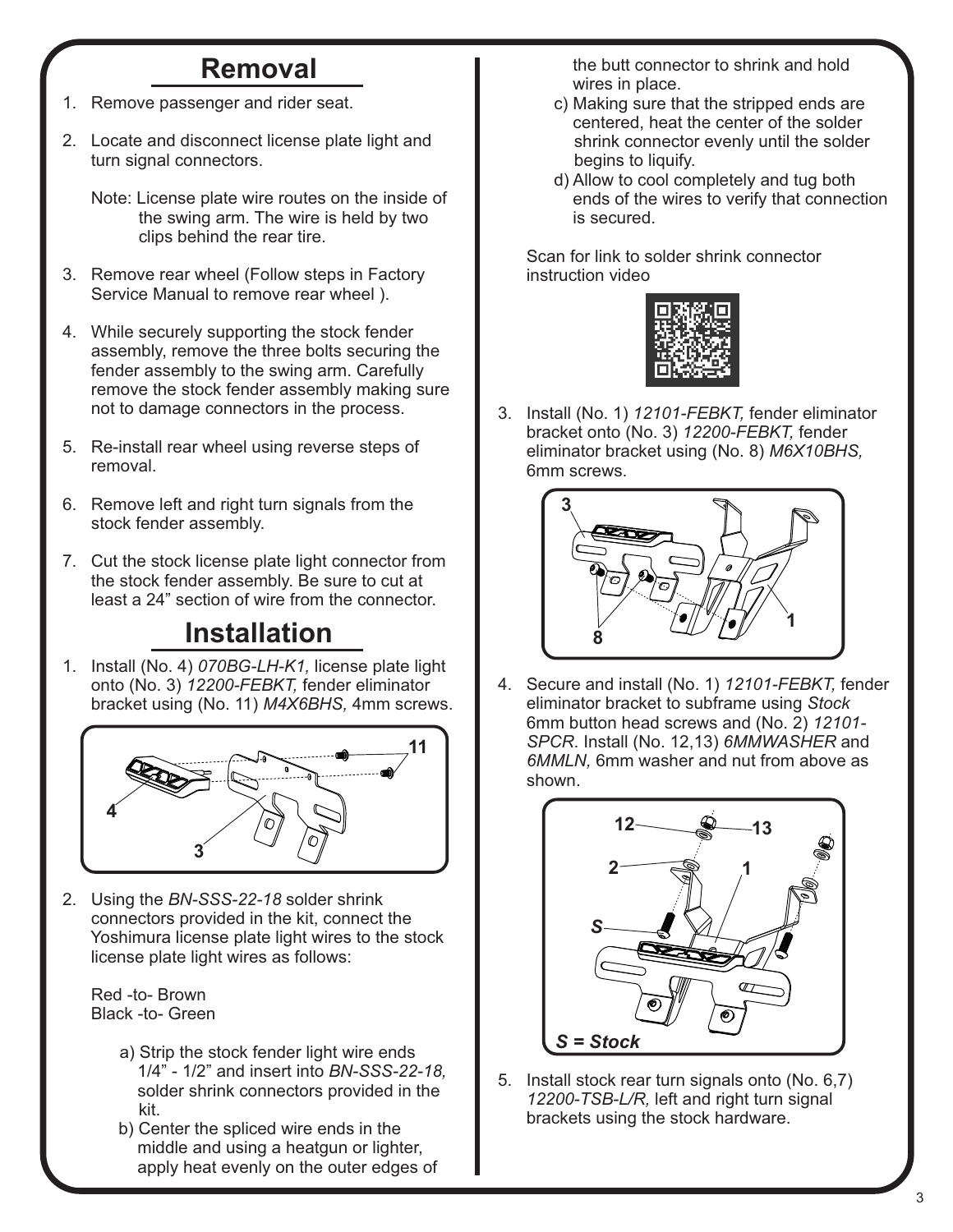## Removal

1. Remove passenger and rider seat.

2. Locate and disconnect license plate light and turn signal connectors.

   Note: License plate wire routes on the inside of the swing arm. The wire is held by two clips behind the rear tire.

3. Remove rear wheel (Follow steps in Factory Service Manual to remove rear wheel ).

4. While securely supporting the stock fender assembly, remove the three bolts securing the fender assembly to the swing arm. Carefully remove the stock fender assembly making sure not to damage connectors in the process.

5. Re-install rear wheel using reverse steps of removal.

6. Remove left and right turn signals from the stock fender assembly.

7. Cut the stock license plate light connector from the stock fender assembly. Be sure to cut at least a 24” section of wire from the connector.

## Installation

1. Install (No. 4) *070BG-LH-K1,* license plate light onto (No. 3) *12200-FEBKT,* fender eliminator bracket using (No. 11) *M4X6BHS,* 4mm screws.

2. Using the *BN-SSS-22-18* solder shrink connectors provided in the kit, connect the Yoshimura license plate light wires to the stock license plate light wires as follows:

   Red -to- Brown
   Black -to- Green

   a) Strip the stock fender light wire ends 1/4” - 1/2” and insert into *BN-SSS-22-18,* solder shrink connectors provided in the kit.
   b) Center the spliced wire ends in the middle and using a heatgun or lighter, apply heat evenly on the outer edges of the butt connector to shrink and hold wires in place.
   c) Making sure that the stripped ends are centered, heat the center of the solder shrink connector evenly until the solder begins to liquify.
   d) Allow to cool completely and tug both ends of the wires to verify that connection is secured.

   Scan for link to solder shrink connector instruction video

3. Install (No. 1) *12101-FEBKT,* fender eliminator bracket onto (No. 3) *12200-FEBKT,* fender eliminator bracket using (No. 8) *M6X10BHS,* 6mm screws.

4. Secure and install (No. 1) *12101-FEBKT,* fender eliminator bracket to subframe using *Stock* 6mm button head screws and (No. 2) *12101-SPCR*. Install (No. 12,13) *6MMWASHER* and *6MMLN,* 6mm washer and nut from above as shown.

   ***S = Stock***

5. Install stock rear turn signals onto (No. 6,7) *12200-TSB-L/R,* left and right turn signal brackets using the stock hardware.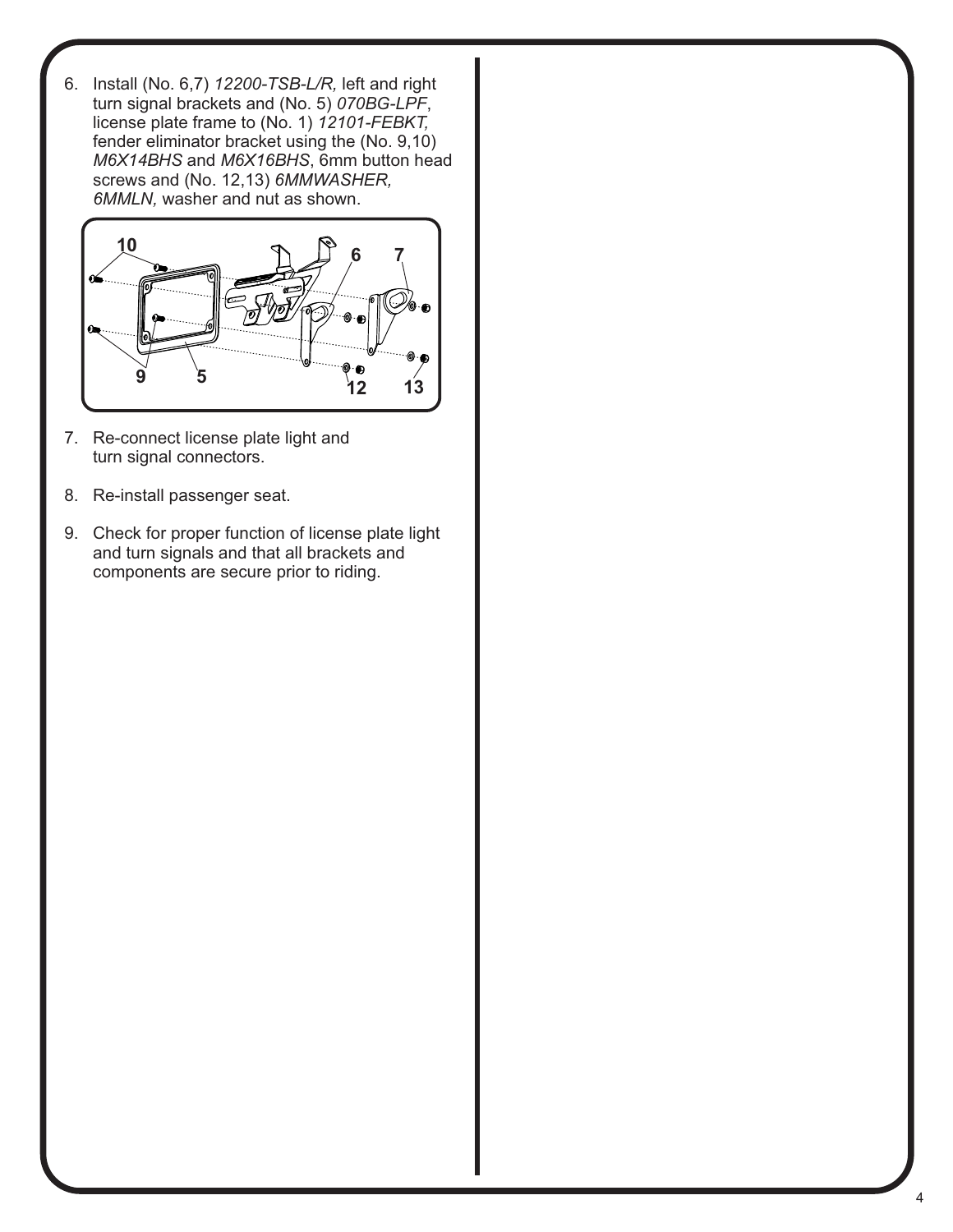6. Install (No. 6,7) *12200-TSB-L/R,* left and right turn signal brackets and (No. 5) *070BG-LPF*, license plate frame to (No. 1) *12101-FEBKT,* fender eliminator bracket using the (No. 9,10) *M6X14BHS* and *M6X16BHS*, 6mm button head screws and (No. 12,13) *6MMWASHER, 6MMLN,* washer and nut as shown.

7. Re-connect license plate light and turn signal connectors.

8. Re-install passenger seat.

9. Check for proper function of license plate light and turn signals and that all brackets and components are secure prior to riding.